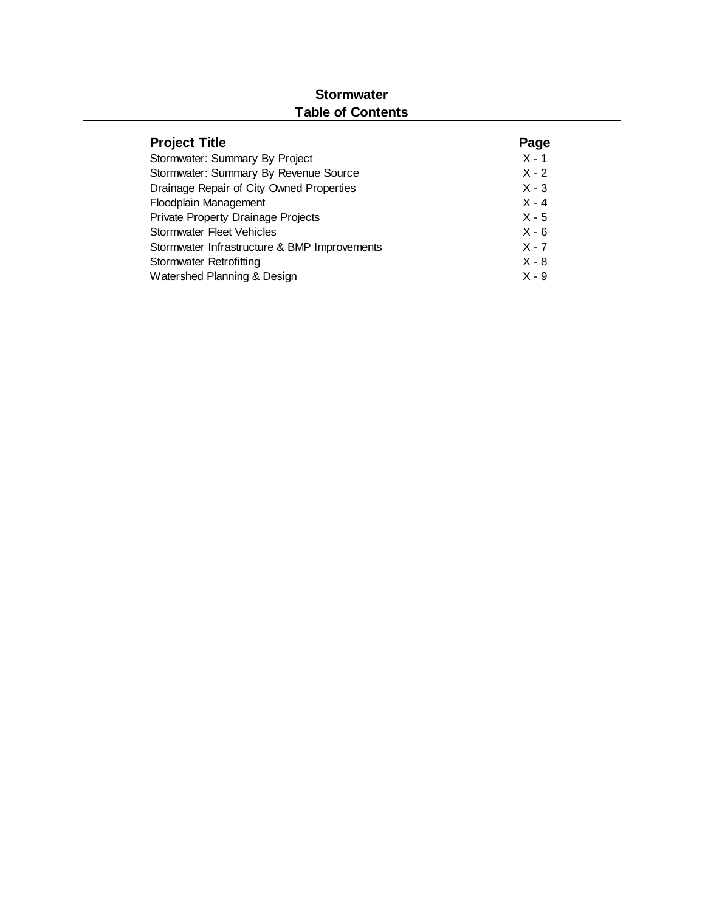# Stormwater
## Table of Contents

| Project Title | Page |
|---|---|
| Stormwater: Summary By Project | X - 1 |
| Stormwater: Summary By Revenue Source | X - 2 |
| Drainage Repair of City Owned Properties | X - 3 |
| Floodplain Management | X - 4 |
| Private Property Drainage Projects | X - 5 |
| Stormwater Fleet Vehicles | X - 6 |
| Stormwater Infrastructure & BMP Improvements | X - 7 |
| Stormwater Retrofitting | X - 8 |
| Watershed Planning & Design | X - 9 |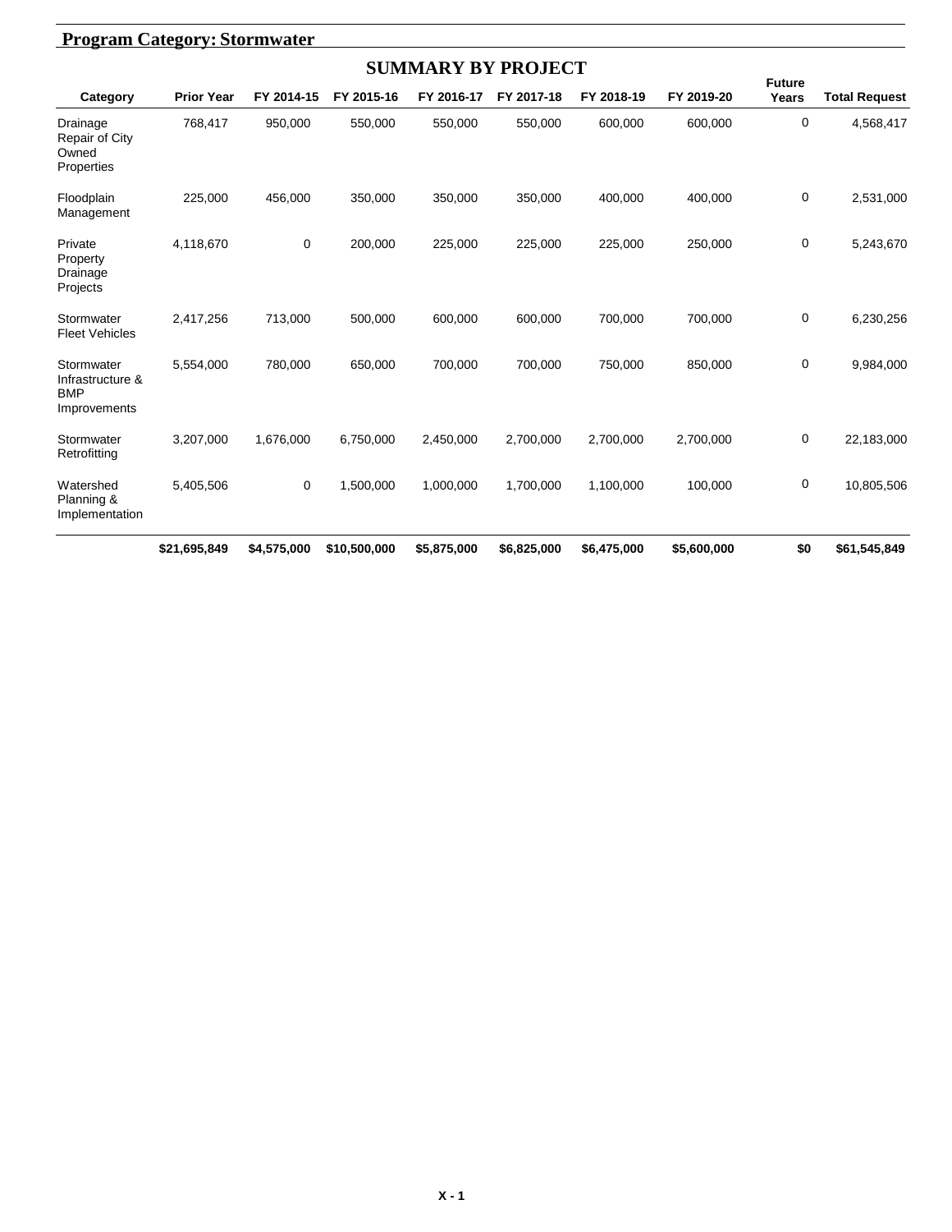## Program Category: Stormwater

### SUMMARY BY PROJECT

| Category | Prior Year | FY 2014-15 | FY 2015-16 | FY 2016-17 | FY 2017-18 | FY 2018-19 | FY 2019-20 | Future Years | Total Request |
|---|---|---|---|---|---|---|---|---|---|
| Drainage Repair of City Owned Properties | 768,417 | 950,000 | 550,000 | 550,000 | 550,000 | 600,000 | 600,000 | 0 | 4,568,417 |
| Floodplain Management | 225,000 | 456,000 | 350,000 | 350,000 | 350,000 | 400,000 | 400,000 | 0 | 2,531,000 |
| Private Property Drainage Projects | 4,118,670 | 0 | 200,000 | 225,000 | 225,000 | 225,000 | 250,000 | 0 | 5,243,670 |
| Stormwater Fleet Vehicles | 2,417,256 | 713,000 | 500,000 | 600,000 | 600,000 | 700,000 | 700,000 | 0 | 6,230,256 |
| Stormwater Infrastructure & BMP Improvements | 5,554,000 | 780,000 | 650,000 | 700,000 | 700,000 | 750,000 | 850,000 | 0 | 9,984,000 |
| Stormwater Retrofitting | 3,207,000 | 1,676,000 | 6,750,000 | 2,450,000 | 2,700,000 | 2,700,000 | 2,700,000 | 0 | 22,183,000 |
| Watershed Planning & Implementation | 5,405,506 | 0 | 1,500,000 | 1,000,000 | 1,700,000 | 1,100,000 | 100,000 | 0 | 10,805,506 |
| | **$21,695,849** | **$4,575,000** | **$10,500,000** | **$5,875,000** | **$6,825,000** | **$6,475,000** | **$5,600,000** | **$0** | **$61,545,849** |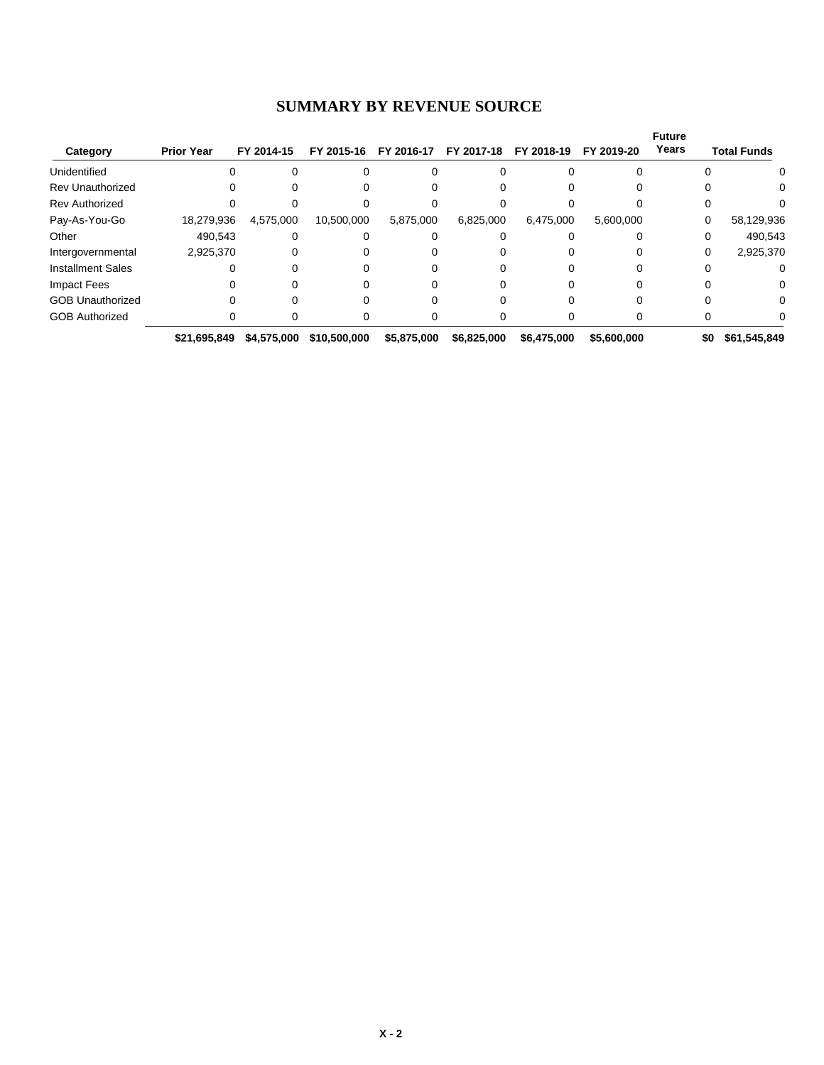## SUMMARY BY REVENUE SOURCE

| Category | Prior Year | FY 2014-15 | FY 2015-16 | FY 2016-17 | FY 2017-18 | FY 2018-19 | FY 2019-20 | Future Years | Total Funds |
|---|---|---|---|---|---|---|---|---|---|
| Unidentified | 0 | 0 | 0 | 0 | 0 | 0 | 0 | 0 | 0 |
| Rev Unauthorized | 0 | 0 | 0 | 0 | 0 | 0 | 0 | 0 | 0 |
| Rev Authorized | 0 | 0 | 0 | 0 | 0 | 0 | 0 | 0 | 0 |
| Pay-As-You-Go | 18,279,936 | 4,575,000 | 10,500,000 | 5,875,000 | 6,825,000 | 6,475,000 | 5,600,000 | 0 | 58,129,936 |
| Other | 490,543 | 0 | 0 | 0 | 0 | 0 | 0 | 0 | 490,543 |
| Intergovernmental | 2,925,370 | 0 | 0 | 0 | 0 | 0 | 0 | 0 | 2,925,370 |
| Installment Sales | 0 | 0 | 0 | 0 | 0 | 0 | 0 | 0 | 0 |
| Impact Fees | 0 | 0 | 0 | 0 | 0 | 0 | 0 | 0 | 0 |
| GOB Unauthorized | 0 | 0 | 0 | 0 | 0 | 0 | 0 | 0 | 0 |
| GOB Authorized | 0 | 0 | 0 | 0 | 0 | 0 | 0 | 0 | 0 |
| | **$21,695,849** | **$4,575,000** | **$10,500,000** | **$5,875,000** | **$6,825,000** | **$6,475,000** | **$5,600,000** | **$0** | **$61,545,849** |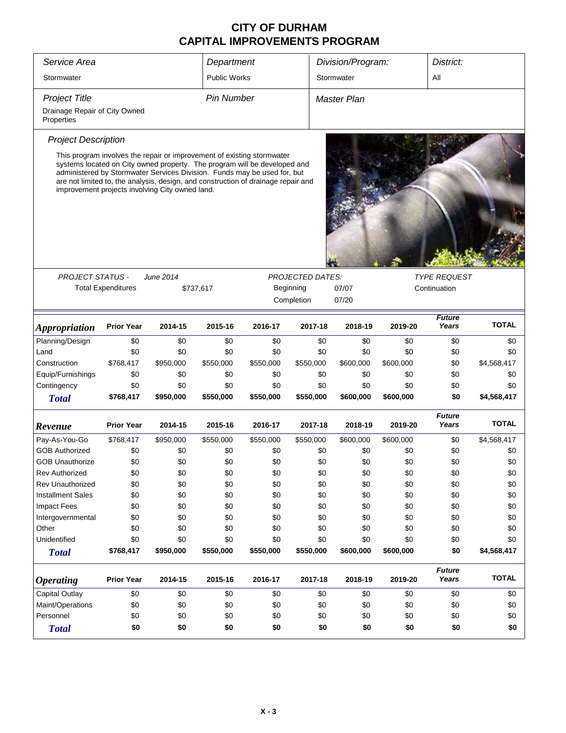# CITY OF DURHAM
# CAPITAL IMPROVEMENTS PROGRAM

| *Service Area* | *Department* | *Division/Program:* | *District:* |
|---|---|---|---|
| Stormwater | Public Works | Stormwater | All |

| *Project Title* | *Pin Number* | *Master Plan* |
|---|---|---|
| Drainage Repair of City Owned Properties | | |

*Project Description*

This program involves the repair or improvement of existing stormwater systems located on City owned property. The program will be developed and administered by Stormwater Services Division. Funds may be used for, but are not limited to, the analysis, design, and construction of drainage repair and improvement projects involving City owned land.

| *PROJECT STATUS -* | *June 2014* | *PROJECTED DATES:* | | *TYPE REQUEST* |
|---|---|---|---|---|
| Total Expenditures | $737,617 | Beginning | 07/07 | Continuation |
| | | Completion | 07/20 | |

| *Appropriation* | Prior Year | 2014-15 | 2015-16 | 2016-17 | 2017-18 | 2018-19 | 2019-20 | *Future Years* | TOTAL |
|---|---|---|---|---|---|---|---|---|---|
| Planning/Design | $0 | $0 | $0 | $0 | $0 | $0 | $0 | $0 | $0 |
| Land | $0 | $0 | $0 | $0 | $0 | $0 | $0 | $0 | $0 |
| Construction | $768,417 | $950,000 | $550,000 | $550,000 | $550,000 | $600,000 | $600,000 | $0 | $4,568,417 |
| Equip/Furnishings | $0 | $0 | $0 | $0 | $0 | $0 | $0 | $0 | $0 |
| Contingency | $0 | $0 | $0 | $0 | $0 | $0 | $0 | $0 | $0 |
| **Total** | **$768,417** | **$950,000** | **$550,000** | **$550,000** | **$550,000** | **$600,000** | **$600,000** | **$0** | **$4,568,417** |

| *Revenue* | Prior Year | 2014-15 | 2015-16 | 2016-17 | 2017-18 | 2018-19 | 2019-20 | *Future Years* | TOTAL |
|---|---|---|---|---|---|---|---|---|---|
| Pay-As-You-Go | $768,417 | $950,000 | $550,000 | $550,000 | $550,000 | $600,000 | $600,000 | $0 | $4,568,417 |
| GOB Authorized | $0 | $0 | $0 | $0 | $0 | $0 | $0 | $0 | $0 |
| GOB Unauthorize | $0 | $0 | $0 | $0 | $0 | $0 | $0 | $0 | $0 |
| Rev Authorized | $0 | $0 | $0 | $0 | $0 | $0 | $0 | $0 | $0 |
| Rev Unauthorized | $0 | $0 | $0 | $0 | $0 | $0 | $0 | $0 | $0 |
| Installment Sales | $0 | $0 | $0 | $0 | $0 | $0 | $0 | $0 | $0 |
| Impact Fees | $0 | $0 | $0 | $0 | $0 | $0 | $0 | $0 | $0 |
| Intergovernmental | $0 | $0 | $0 | $0 | $0 | $0 | $0 | $0 | $0 |
| Other | $0 | $0 | $0 | $0 | $0 | $0 | $0 | $0 | $0 |
| Unidentified | $0 | $0 | $0 | $0 | $0 | $0 | $0 | $0 | $0 |
| **Total** | **$768,417** | **$950,000** | **$550,000** | **$550,000** | **$550,000** | **$600,000** | **$600,000** | **$0** | **$4,568,417** |

| *Operating* | Prior Year | 2014-15 | 2015-16 | 2016-17 | 2017-18 | 2018-19 | 2019-20 | *Future Years* | TOTAL |
|---|---|---|---|---|---|---|---|---|---|
| Capital Outlay | $0 | $0 | $0 | $0 | $0 | $0 | $0 | $0 | $0 |
| Maint/Operations | $0 | $0 | $0 | $0 | $0 | $0 | $0 | $0 | $0 |
| Personnel | $0 | $0 | $0 | $0 | $0 | $0 | $0 | $0 | $0 |
| **Total** | **$0** | **$0** | **$0** | **$0** | **$0** | **$0** | **$0** | **$0** | **$0** |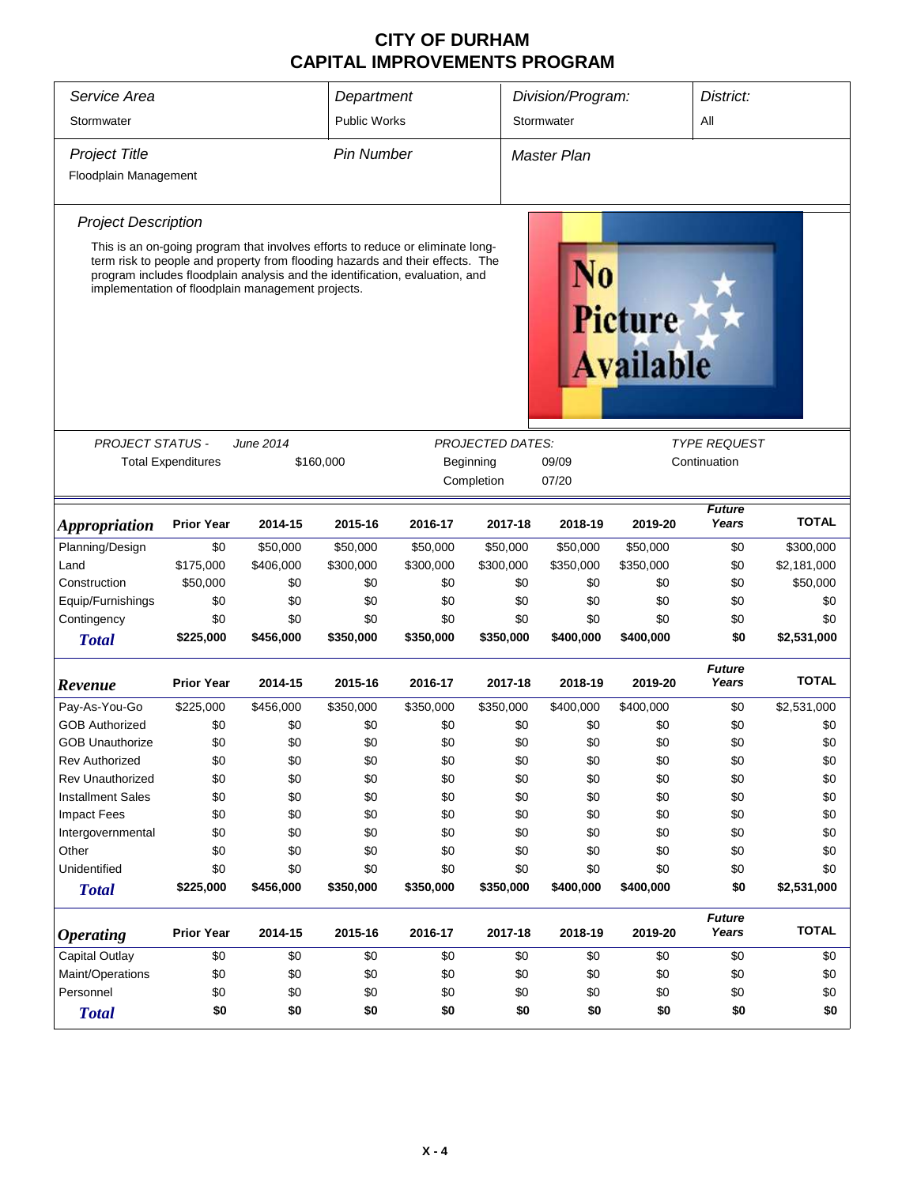# CITY OF DURHAM
# CAPITAL IMPROVEMENTS PROGRAM

| *Service Area* | *Department* | *Division/Program:* | *District:* |
|---|---|---|---|
| Stormwater | Public Works | Stormwater | All |

| *Project Title* | *Pin Number* | *Master Plan* |
|---|---|---|
| Floodplain Management | | |

*Project Description*

This is an on-going program that involves efforts to reduce or eliminate long-term risk to people and property from flooding hazards and their effects. The program includes floodplain analysis and the identification, evaluation, and implementation of floodplain management projects.

| *PROJECT STATUS -* | *June 2014* | *PROJECTED DATES:* | | *TYPE REQUEST* |
|---|---|---|---|---|
| Total Expenditures | $160,000 | Beginning | 09/09 | Continuation |
| | | Completion | 07/20 | |

| *Appropriation* | Prior Year | 2014-15 | 2015-16 | 2016-17 | 2017-18 | 2018-19 | 2019-20 | *Future Years* | TOTAL |
|---|---|---|---|---|---|---|---|---|---|
| Planning/Design | $0 | $50,000 | $50,000 | $50,000 | $50,000 | $50,000 | $50,000 | $0 | $300,000 |
| Land | $175,000 | $406,000 | $300,000 | $300,000 | $300,000 | $350,000 | $350,000 | $0 | $2,181,000 |
| Construction | $50,000 | $0 | $0 | $0 | $0 | $0 | $0 | $0 | $50,000 |
| Equip/Furnishings | $0 | $0 | $0 | $0 | $0 | $0 | $0 | $0 | $0 |
| Contingency | $0 | $0 | $0 | $0 | $0 | $0 | $0 | $0 | $0 |
| **Total** | **$225,000** | **$456,000** | **$350,000** | **$350,000** | **$350,000** | **$400,000** | **$400,000** | **$0** | **$2,531,000** |

| *Revenue* | Prior Year | 2014-15 | 2015-16 | 2016-17 | 2017-18 | 2018-19 | 2019-20 | *Future Years* | TOTAL |
|---|---|---|---|---|---|---|---|---|---|
| Pay-As-You-Go | $225,000 | $456,000 | $350,000 | $350,000 | $350,000 | $400,000 | $400,000 | $0 | $2,531,000 |
| GOB Authorized | $0 | $0 | $0 | $0 | $0 | $0 | $0 | $0 | $0 |
| GOB Unauthorize | $0 | $0 | $0 | $0 | $0 | $0 | $0 | $0 | $0 |
| Rev Authorized | $0 | $0 | $0 | $0 | $0 | $0 | $0 | $0 | $0 |
| Rev Unauthorized | $0 | $0 | $0 | $0 | $0 | $0 | $0 | $0 | $0 |
| Installment Sales | $0 | $0 | $0 | $0 | $0 | $0 | $0 | $0 | $0 |
| Impact Fees | $0 | $0 | $0 | $0 | $0 | $0 | $0 | $0 | $0 |
| Intergovernmental | $0 | $0 | $0 | $0 | $0 | $0 | $0 | $0 | $0 |
| Other | $0 | $0 | $0 | $0 | $0 | $0 | $0 | $0 | $0 |
| Unidentified | $0 | $0 | $0 | $0 | $0 | $0 | $0 | $0 | $0 |
| **Total** | **$225,000** | **$456,000** | **$350,000** | **$350,000** | **$350,000** | **$400,000** | **$400,000** | **$0** | **$2,531,000** |

| *Operating* | Prior Year | 2014-15 | 2015-16 | 2016-17 | 2017-18 | 2018-19 | 2019-20 | *Future Years* | TOTAL |
|---|---|---|---|---|---|---|---|---|---|
| Capital Outlay | $0 | $0 | $0 | $0 | $0 | $0 | $0 | $0 | $0 |
| Maint/Operations | $0 | $0 | $0 | $0 | $0 | $0 | $0 | $0 | $0 |
| Personnel | $0 | $0 | $0 | $0 | $0 | $0 | $0 | $0 | $0 |
| **Total** | **$0** | **$0** | **$0** | **$0** | **$0** | **$0** | **$0** | **$0** | **$0** |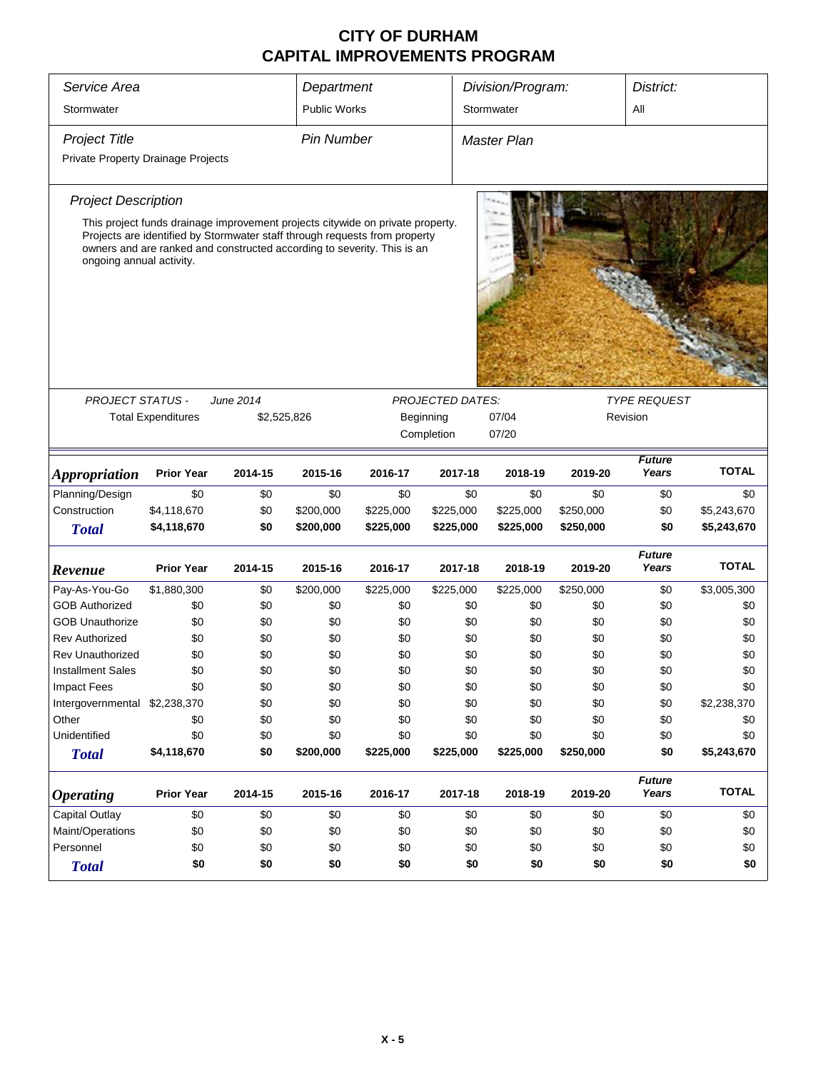# CITY OF DURHAM
# CAPITAL IMPROVEMENTS PROGRAM

| Service Area | Department | Division/Program: | District: |
|---|---|---|---|
| Stormwater | Public Works | Stormwater | All |

| Project Title | Pin Number | Master Plan |
|---|---|---|
| Private Property Drainage Projects | | |

*Project Description*

This project funds drainage improvement projects citywide on private property. Projects are identified by Stormwater staff through requests from property owners and are ranked and constructed according to severity. This is an ongoing annual activity.

| PROJECT STATUS - | June 2014 | PROJECTED DATES: | | TYPE REQUEST |
|---|---|---|---|---|
| Total Expenditures | $2,525,826 | Beginning | 07/04 | Revision |
| | | Completion | 07/20 | |

| *Appropriation* | Prior Year | 2014-15 | 2015-16 | 2016-17 | 2017-18 | 2018-19 | 2019-20 | *Future Years* | TOTAL |
|---|---|---|---|---|---|---|---|---|---|
| Planning/Design | $0 | $0 | $0 | $0 | $0 | $0 | $0 | $0 | $0 |
| Construction | $4,118,670 | $0 | $200,000 | $225,000 | $225,000 | $225,000 | $250,000 | $0 | $5,243,670 |
| ***Total*** | **$4,118,670** | **$0** | **$200,000** | **$225,000** | **$225,000** | **$225,000** | **$250,000** | **$0** | **$5,243,670** |

| *Revenue* | Prior Year | 2014-15 | 2015-16 | 2016-17 | 2017-18 | 2018-19 | 2019-20 | *Future Years* | TOTAL |
|---|---|---|---|---|---|---|---|---|---|
| Pay-As-You-Go | $1,880,300 | $0 | $200,000 | $225,000 | $225,000 | $225,000 | $250,000 | $0 | $3,005,300 |
| GOB Authorized | $0 | $0 | $0 | $0 | $0 | $0 | $0 | $0 | $0 |
| GOB Unauthorize | $0 | $0 | $0 | $0 | $0 | $0 | $0 | $0 | $0 |
| Rev Authorized | $0 | $0 | $0 | $0 | $0 | $0 | $0 | $0 | $0 |
| Rev Unauthorized | $0 | $0 | $0 | $0 | $0 | $0 | $0 | $0 | $0 |
| Installment Sales | $0 | $0 | $0 | $0 | $0 | $0 | $0 | $0 | $0 |
| Impact Fees | $0 | $0 | $0 | $0 | $0 | $0 | $0 | $0 | $0 |
| Intergovernmental | $2,238,370 | $0 | $0 | $0 | $0 | $0 | $0 | $0 | $2,238,370 |
| Other | $0 | $0 | $0 | $0 | $0 | $0 | $0 | $0 | $0 |
| Unidentified | $0 | $0 | $0 | $0 | $0 | $0 | $0 | $0 | $0 |
| ***Total*** | **$4,118,670** | **$0** | **$200,000** | **$225,000** | **$225,000** | **$225,000** | **$250,000** | **$0** | **$5,243,670** |

| *Operating* | Prior Year | 2014-15 | 2015-16 | 2016-17 | 2017-18 | 2018-19 | 2019-20 | *Future Years* | TOTAL |
|---|---|---|---|---|---|---|---|---|---|
| Capital Outlay | $0 | $0 | $0 | $0 | $0 | $0 | $0 | $0 | $0 |
| Maint/Operations | $0 | $0 | $0 | $0 | $0 | $0 | $0 | $0 | $0 |
| Personnel | $0 | $0 | $0 | $0 | $0 | $0 | $0 | $0 | $0 |
| ***Total*** | **$0** | **$0** | **$0** | **$0** | **$0** | **$0** | **$0** | **$0** | **$0** |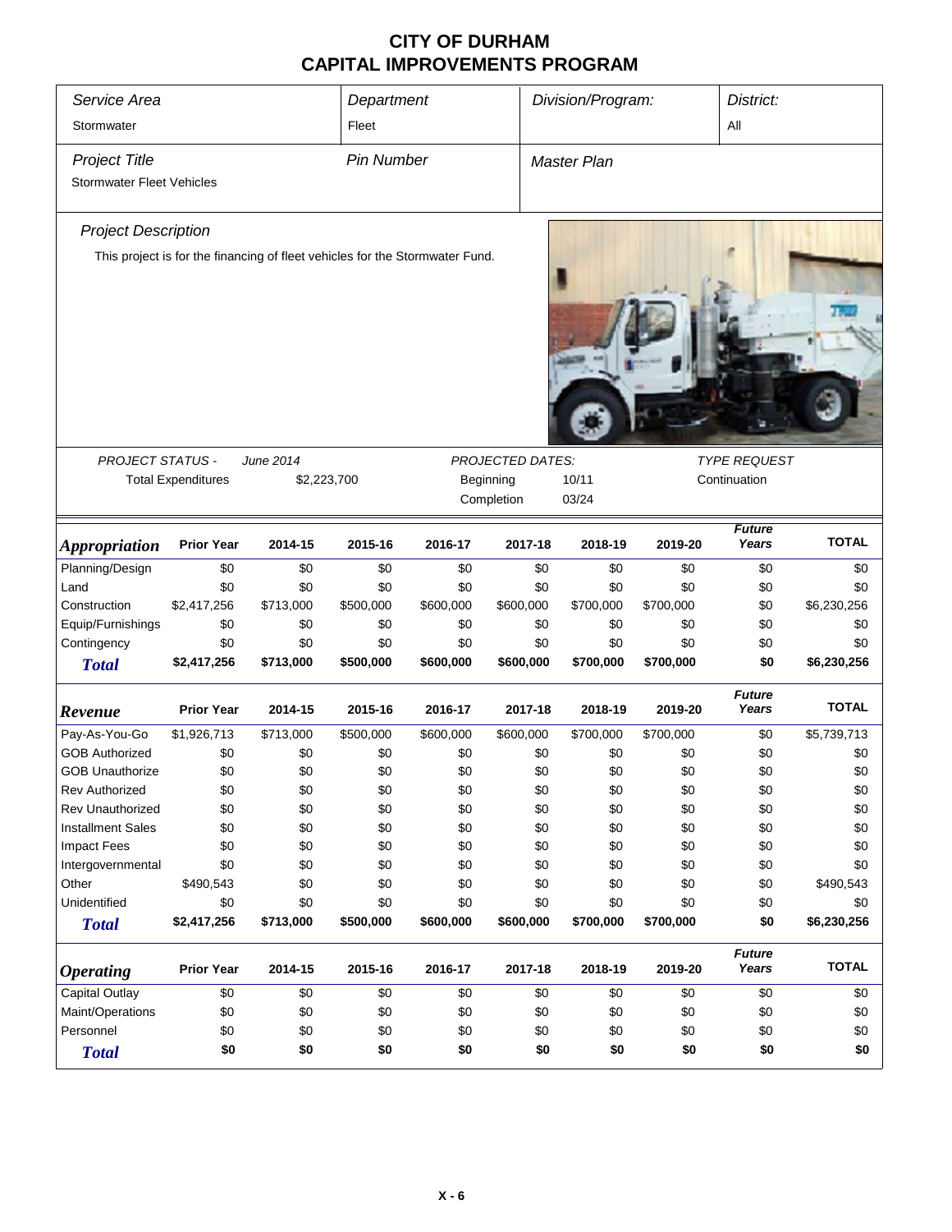# CITY OF DURHAM
## CAPITAL IMPROVEMENTS PROGRAM

| Service Area | Department | Division/Program: | District: |
|---|---|---|---|
| Stormwater | Fleet | | All |

| Project Title | Pin Number | Master Plan |
|---|---|---|
| Stormwater Fleet Vehicles | | |

*Project Description*

This project is for the financing of fleet vehicles for the Stormwater Fund.

| PROJECT STATUS - | June 2014 | PROJECTED DATES: | | TYPE REQUEST |
|---|---|---|---|---|
| Total Expenditures | $2,223,700 | Beginning | 10/11 | Continuation |
| | | Completion | 03/24 | |

| ***Appropriation*** | Prior Year | 2014-15 | 2015-16 | 2016-17 | 2017-18 | 2018-19 | 2019-20 | *Future Years* | TOTAL |
|---|---|---|---|---|---|---|---|---|---|
| Planning/Design | $0 | $0 | $0 | $0 | $0 | $0 | $0 | $0 | $0 |
| Land | $0 | $0 | $0 | $0 | $0 | $0 | $0 | $0 | $0 |
| Construction | $2,417,256 | $713,000 | $500,000 | $600,000 | $600,000 | $700,000 | $700,000 | $0 | $6,230,256 |
| Equip/Furnishings | $0 | $0 | $0 | $0 | $0 | $0 | $0 | $0 | $0 |
| Contingency | $0 | $0 | $0 | $0 | $0 | $0 | $0 | $0 | $0 |
| ***Total*** | **$2,417,256** | **$713,000** | **$500,000** | **$600,000** | **$600,000** | **$700,000** | **$700,000** | **$0** | **$6,230,256** |

| ***Revenue*** | Prior Year | 2014-15 | 2015-16 | 2016-17 | 2017-18 | 2018-19 | 2019-20 | *Future Years* | TOTAL |
|---|---|---|---|---|---|---|---|---|---|
| Pay-As-You-Go | $1,926,713 | $713,000 | $500,000 | $600,000 | $600,000 | $700,000 | $700,000 | $0 | $5,739,713 |
| GOB Authorized | $0 | $0 | $0 | $0 | $0 | $0 | $0 | $0 | $0 |
| GOB Unauthorize | $0 | $0 | $0 | $0 | $0 | $0 | $0 | $0 | $0 |
| Rev Authorized | $0 | $0 | $0 | $0 | $0 | $0 | $0 | $0 | $0 |
| Rev Unauthorized | $0 | $0 | $0 | $0 | $0 | $0 | $0 | $0 | $0 |
| Installment Sales | $0 | $0 | $0 | $0 | $0 | $0 | $0 | $0 | $0 |
| Impact Fees | $0 | $0 | $0 | $0 | $0 | $0 | $0 | $0 | $0 |
| Intergovernmental | $0 | $0 | $0 | $0 | $0 | $0 | $0 | $0 | $0 |
| Other | $490,543 | $0 | $0 | $0 | $0 | $0 | $0 | $0 | $490,543 |
| Unidentified | $0 | $0 | $0 | $0 | $0 | $0 | $0 | $0 | $0 |
| ***Total*** | **$2,417,256** | **$713,000** | **$500,000** | **$600,000** | **$600,000** | **$700,000** | **$700,000** | **$0** | **$6,230,256** |

| ***Operating*** | Prior Year | 2014-15 | 2015-16 | 2016-17 | 2017-18 | 2018-19 | 2019-20 | *Future Years* | TOTAL |
|---|---|---|---|---|---|---|---|---|---|
| Capital Outlay | $0 | $0 | $0 | $0 | $0 | $0 | $0 | $0 | $0 |
| Maint/Operations | $0 | $0 | $0 | $0 | $0 | $0 | $0 | $0 | $0 |
| Personnel | $0 | $0 | $0 | $0 | $0 | $0 | $0 | $0 | $0 |
| ***Total*** | **$0** | **$0** | **$0** | **$0** | **$0** | **$0** | **$0** | **$0** | **$0** |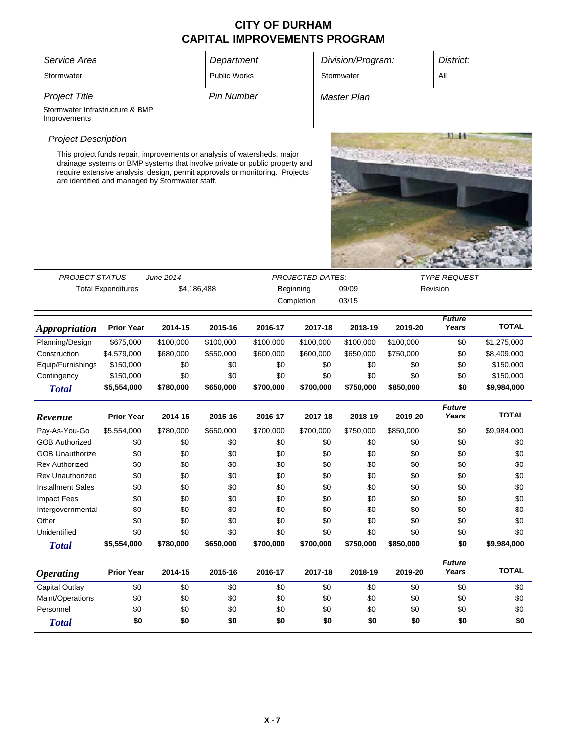# CITY OF DURHAM
# CAPITAL IMPROVEMENTS PROGRAM

| Service Area | Department | Division/Program: | District: |
|---|---|---|---|
| Stormwater | Public Works | Stormwater | All |

| Project Title | Pin Number | Master Plan |
|---|---|---|
| Stormwater Infrastructure & BMP Improvements | | |

*Project Description*

This project funds repair, improvements or analysis of watersheds, major drainage systems or BMP systems that involve private or public property and require extensive analysis, design, permit approvals or monitoring. Projects are identified and managed by Stormwater staff.

| PROJECT STATUS - | June 2014 | PROJECTED DATES: | | TYPE REQUEST |
|---|---|---|---|---|
| Total Expenditures | $4,186,488 | Beginning | 09/09 | Revision |
| | | Completion | 03/15 | |

| Appropriation | Prior Year | 2014-15 | 2015-16 | 2016-17 | 2017-18 | 2018-19 | 2019-20 | Future Years | TOTAL |
|---|---|---|---|---|---|---|---|---|---|
| Planning/Design | $675,000 | $100,000 | $100,000 | $100,000 | $100,000 | $100,000 | $100,000 | $0 | $1,275,000 |
| Construction | $4,579,000 | $680,000 | $550,000 | $600,000 | $600,000 | $650,000 | $750,000 | $0 | $8,409,000 |
| Equip/Furnishings | $150,000 | $0 | $0 | $0 | $0 | $0 | $0 | $0 | $150,000 |
| Contingency | $150,000 | $0 | $0 | $0 | $0 | $0 | $0 | $0 | $150,000 |
| **Total** | **$5,554,000** | **$780,000** | **$650,000** | **$700,000** | **$700,000** | **$750,000** | **$850,000** | **$0** | **$9,984,000** |

| Revenue | Prior Year | 2014-15 | 2015-16 | 2016-17 | 2017-18 | 2018-19 | 2019-20 | Future Years | TOTAL |
|---|---|---|---|---|---|---|---|---|---|
| Pay-As-You-Go | $5,554,000 | $780,000 | $650,000 | $700,000 | $700,000 | $750,000 | $850,000 | $0 | $9,984,000 |
| GOB Authorized | $0 | $0 | $0 | $0 | $0 | $0 | $0 | $0 | $0 |
| GOB Unauthorize | $0 | $0 | $0 | $0 | $0 | $0 | $0 | $0 | $0 |
| Rev Authorized | $0 | $0 | $0 | $0 | $0 | $0 | $0 | $0 | $0 |
| Rev Unauthorized | $0 | $0 | $0 | $0 | $0 | $0 | $0 | $0 | $0 |
| Installment Sales | $0 | $0 | $0 | $0 | $0 | $0 | $0 | $0 | $0 |
| Impact Fees | $0 | $0 | $0 | $0 | $0 | $0 | $0 | $0 | $0 |
| Intergovernmental | $0 | $0 | $0 | $0 | $0 | $0 | $0 | $0 | $0 |
| Other | $0 | $0 | $0 | $0 | $0 | $0 | $0 | $0 | $0 |
| Unidentified | $0 | $0 | $0 | $0 | $0 | $0 | $0 | $0 | $0 |
| **Total** | **$5,554,000** | **$780,000** | **$650,000** | **$700,000** | **$700,000** | **$750,000** | **$850,000** | **$0** | **$9,984,000** |

| Operating | Prior Year | 2014-15 | 2015-16 | 2016-17 | 2017-18 | 2018-19 | 2019-20 | Future Years | TOTAL |
|---|---|---|---|---|---|---|---|---|---|
| Capital Outlay | $0 | $0 | $0 | $0 | $0 | $0 | $0 | $0 | $0 |
| Maint/Operations | $0 | $0 | $0 | $0 | $0 | $0 | $0 | $0 | $0 |
| Personnel | $0 | $0 | $0 | $0 | $0 | $0 | $0 | $0 | $0 |
| **Total** | **$0** | **$0** | **$0** | **$0** | **$0** | **$0** | **$0** | **$0** | **$0** |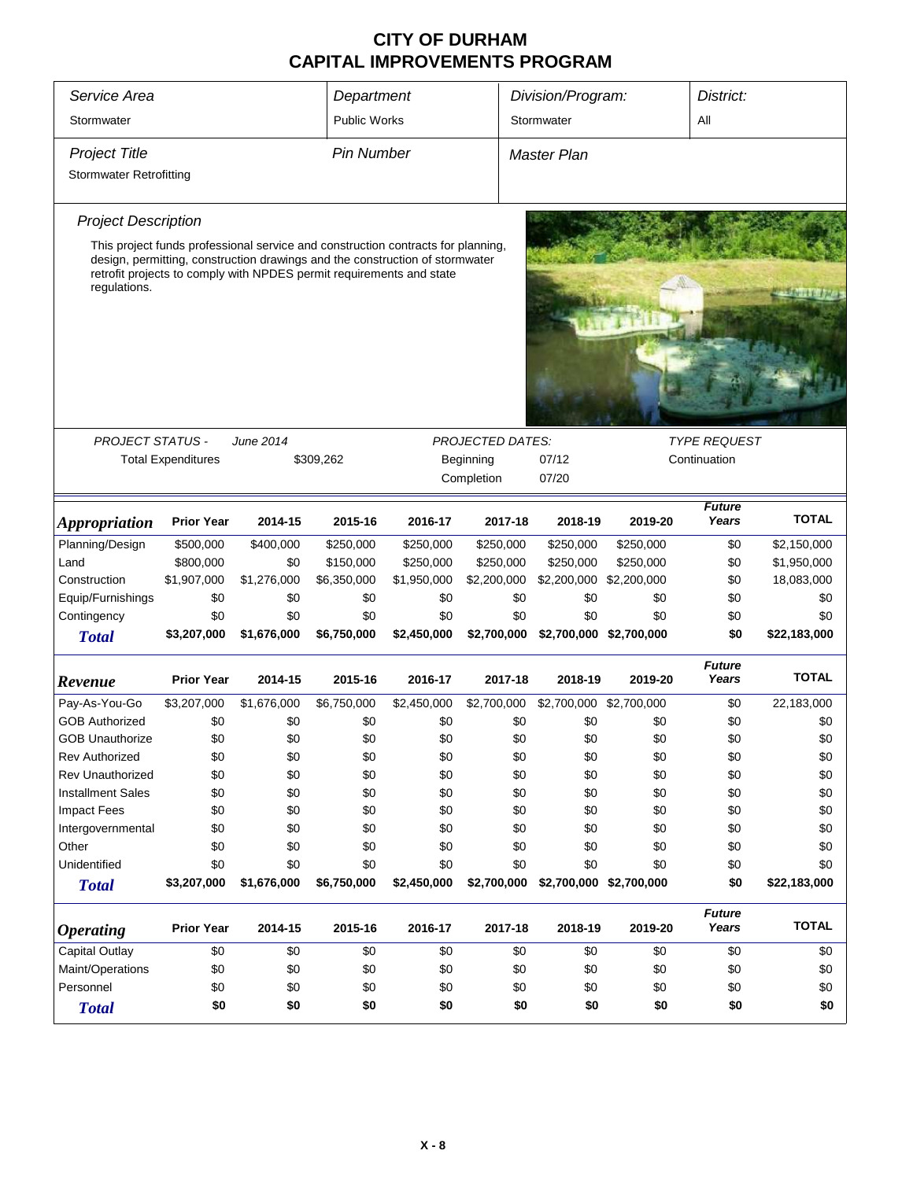# CITY OF DURHAM
# CAPITAL IMPROVEMENTS PROGRAM

| Service Area | Department | Division/Program: | District: |
|---|---|---|---|
| Stormwater | Public Works | Stormwater | All |

| Project Title | Pin Number | Master Plan |
|---|---|---|
| Stormwater Retrofitting | | |

*Project Description*

This project funds professional service and construction contracts for planning, design, permitting, construction drawings and the construction of stormwater retrofit projects to comply with NPDES permit requirements and state regulations.

*PROJECT STATUS -* *June 2014*
Total Expenditures $309,262

*PROJECTED DATES:*
Beginning 07/12
Completion 07/20

*TYPE REQUEST*
Continuation

| *Appropriation* | Prior Year | 2014-15 | 2015-16 | 2016-17 | 2017-18 | 2018-19 | 2019-20 | *Future Years* | TOTAL |
|---|---|---|---|---|---|---|---|---|---|
| Planning/Design | $500,000 | $400,000 | $250,000 | $250,000 | $250,000 | $250,000 | $250,000 | $0 | $2,150,000 |
| Land | $800,000 | $0 | $150,000 | $250,000 | $250,000 | $250,000 | $250,000 | $0 | $1,950,000 |
| Construction | $1,907,000 | $1,276,000 | $6,350,000 | $1,950,000 | $2,200,000 | $2,200,000 | $2,200,000 | $0 | 18,083,000 |
| Equip/Furnishings | $0 | $0 | $0 | $0 | $0 | $0 | $0 | $0 | $0 |
| Contingency | $0 | $0 | $0 | $0 | $0 | $0 | $0 | $0 | $0 |
| ***Total*** | **$3,207,000** | **$1,676,000** | **$6,750,000** | **$2,450,000** | **$2,700,000** | **$2,700,000** | **$2,700,000** | **$0** | **$22,183,000** |

| *Revenue* | Prior Year | 2014-15 | 2015-16 | 2016-17 | 2017-18 | 2018-19 | 2019-20 | *Future Years* | TOTAL |
|---|---|---|---|---|---|---|---|---|---|
| Pay-As-You-Go | $3,207,000 | $1,676,000 | $6,750,000 | $2,450,000 | $2,700,000 | $2,700,000 | $2,700,000 | $0 | 22,183,000 |
| GOB Authorized | $0 | $0 | $0 | $0 | $0 | $0 | $0 | $0 | $0 |
| GOB Unauthorize | $0 | $0 | $0 | $0 | $0 | $0 | $0 | $0 | $0 |
| Rev Authorized | $0 | $0 | $0 | $0 | $0 | $0 | $0 | $0 | $0 |
| Rev Unauthorized | $0 | $0 | $0 | $0 | $0 | $0 | $0 | $0 | $0 |
| Installment Sales | $0 | $0 | $0 | $0 | $0 | $0 | $0 | $0 | $0 |
| Impact Fees | $0 | $0 | $0 | $0 | $0 | $0 | $0 | $0 | $0 |
| Intergovernmental | $0 | $0 | $0 | $0 | $0 | $0 | $0 | $0 | $0 |
| Other | $0 | $0 | $0 | $0 | $0 | $0 | $0 | $0 | $0 |
| Unidentified | $0 | $0 | $0 | $0 | $0 | $0 | $0 | $0 | $0 |
| ***Total*** | **$3,207,000** | **$1,676,000** | **$6,750,000** | **$2,450,000** | **$2,700,000** | **$2,700,000** | **$2,700,000** | **$0** | **$22,183,000** |

| *Operating* | Prior Year | 2014-15 | 2015-16 | 2016-17 | 2017-18 | 2018-19 | 2019-20 | *Future Years* | TOTAL |
|---|---|---|---|---|---|---|---|---|---|
| Capital Outlay | $0 | $0 | $0 | $0 | $0 | $0 | $0 | $0 | $0 |
| Maint/Operations | $0 | $0 | $0 | $0 | $0 | $0 | $0 | $0 | $0 |
| Personnel | $0 | $0 | $0 | $0 | $0 | $0 | $0 | $0 | $0 |
| ***Total*** | **$0** | **$0** | **$0** | **$0** | **$0** | **$0** | **$0** | **$0** | **$0** |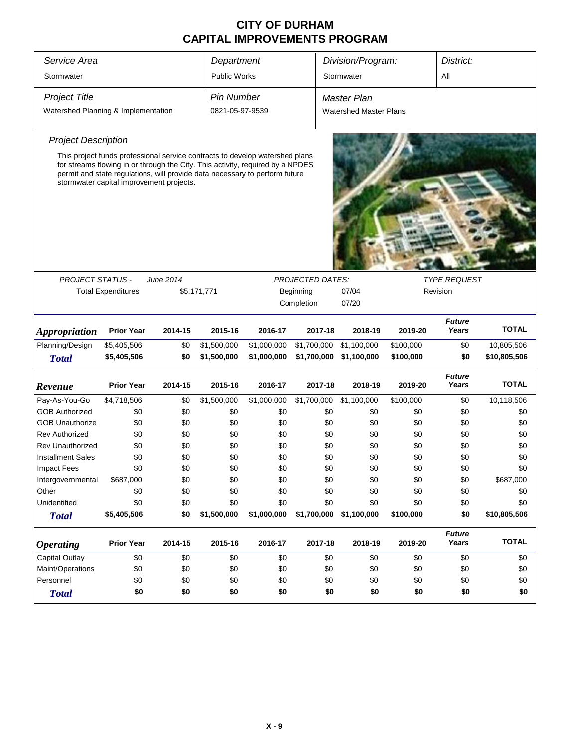# CITY OF DURHAM
# CAPITAL IMPROVEMENTS PROGRAM

| Service Area | Department | Division/Program: | District: |
|---|---|---|---|
| Stormwater | Public Works | Stormwater | All |

| Project Title | Pin Number | Master Plan |
|---|---|---|
| Watershed Planning & Implementation | 0821-05-97-9539 | Watershed Master Plans |

### Project Description

This project funds professional service contracts to develop watershed plans for streams flowing in or through the City. This activity, required by a NPDES permit and state regulations, will provide data necessary to perform future stormwater capital improvement projects.

| PROJECT STATUS - | June 2014 | PROJECTED DATES: | | TYPE REQUEST |
|---|---|---|---|---|
| Total Expenditures | $5,171,771 | Beginning | 07/04 | Revision |
| | | Completion | 07/20 | |

| Appropriation | Prior Year | 2014-15 | 2015-16 | 2016-17 | 2017-18 | 2018-19 | 2019-20 | Future Years | TOTAL |
|---|---|---|---|---|---|---|---|---|---|
| Planning/Design | $5,405,506 | $0 | $1,500,000 | $1,000,000 | $1,700,000 | $1,100,000 | $100,000 | $0 | 10,805,506 |
| **Total** | **$5,405,506** | **$0** | **$1,500,000** | **$1,000,000** | **$1,700,000** | **$1,100,000** | **$100,000** | **$0** | **$10,805,506** |

| Revenue | Prior Year | 2014-15 | 2015-16 | 2016-17 | 2017-18 | 2018-19 | 2019-20 | Future Years | TOTAL |
|---|---|---|---|---|---|---|---|---|---|
| Pay-As-You-Go | $4,718,506 | $0 | $1,500,000 | $1,000,000 | $1,700,000 | $1,100,000 | $100,000 | $0 | 10,118,506 |
| GOB Authorized | $0 | $0 | $0 | $0 | $0 | $0 | $0 | $0 | $0 |
| GOB Unauthorize | $0 | $0 | $0 | $0 | $0 | $0 | $0 | $0 | $0 |
| Rev Authorized | $0 | $0 | $0 | $0 | $0 | $0 | $0 | $0 | $0 |
| Rev Unauthorized | $0 | $0 | $0 | $0 | $0 | $0 | $0 | $0 | $0 |
| Installment Sales | $0 | $0 | $0 | $0 | $0 | $0 | $0 | $0 | $0 |
| Impact Fees | $0 | $0 | $0 | $0 | $0 | $0 | $0 | $0 | $0 |
| Intergovernmental | $687,000 | $0 | $0 | $0 | $0 | $0 | $0 | $0 | $687,000 |
| Other | $0 | $0 | $0 | $0 | $0 | $0 | $0 | $0 | $0 |
| Unidentified | $0 | $0 | $0 | $0 | $0 | $0 | $0 | $0 | $0 |
| **Total** | **$5,405,506** | **$0** | **$1,500,000** | **$1,000,000** | **$1,700,000** | **$1,100,000** | **$100,000** | **$0** | **$10,805,506** |

| Operating | Prior Year | 2014-15 | 2015-16 | 2016-17 | 2017-18 | 2018-19 | 2019-20 | Future Years | TOTAL |
|---|---|---|---|---|---|---|---|---|---|
| Capital Outlay | $0 | $0 | $0 | $0 | $0 | $0 | $0 | $0 | $0 |
| Maint/Operations | $0 | $0 | $0 | $0 | $0 | $0 | $0 | $0 | $0 |
| Personnel | $0 | $0 | $0 | $0 | $0 | $0 | $0 | $0 | $0 |
| **Total** | **$0** | **$0** | **$0** | **$0** | **$0** | **$0** | **$0** | **$0** | **$0** |